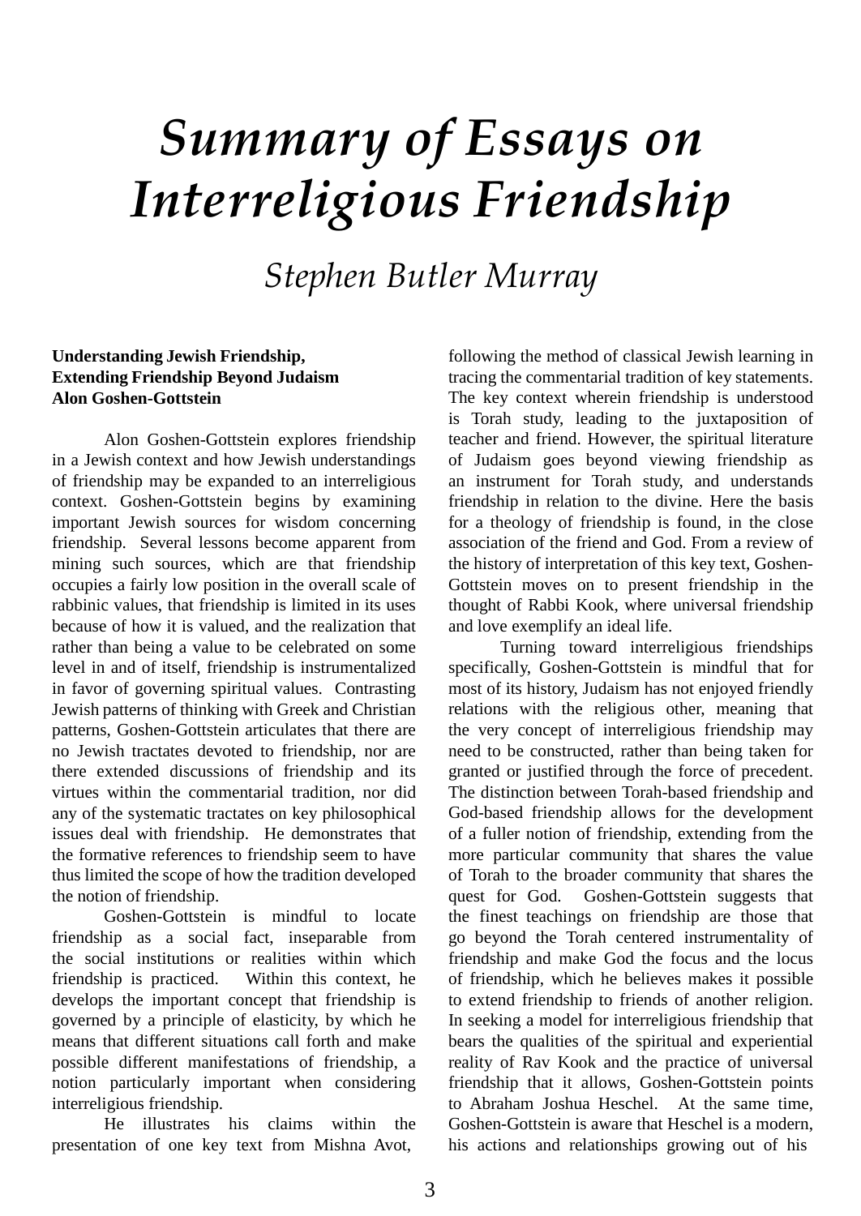# *Summary of Essays on Interreligious Friendship*

*Stephen Butler Murray*

**Understanding Jewish Friendship, Extending Friendship Beyond Judaism**
**Alon Goshen-Gottstein**

Alon Goshen-Gottstein explores friendship in a Jewish context and how Jewish understandings of friendship may be expanded to an interreligious context. Goshen-Gottstein begins by examining important Jewish sources for wisdom concerning friendship. Several lessons become apparent from mining such sources, which are that friendship occupies a fairly low position in the overall scale of rabbinic values, that friendship is limited in its uses because of how it is valued, and the realization that rather than being a value to be celebrated on some level in and of itself, friendship is instrumentalized in favor of governing spiritual values. Contrasting Jewish patterns of thinking with Greek and Christian patterns, Goshen-Gottstein articulates that there are no Jewish tractates devoted to friendship, nor are there extended discussions of friendship and its virtues within the commentarial tradition, nor did any of the systematic tractates on key philosophical issues deal with friendship. He demonstrates that the formative references to friendship seem to have thus limited the scope of how the tradition developed the notion of friendship.

Goshen-Gottstein is mindful to locate friendship as a social fact, inseparable from the social institutions or realities within which friendship is practiced. Within this context, he develops the important concept that friendship is governed by a principle of elasticity, by which he means that different situations call forth and make possible different manifestations of friendship, a notion particularly important when considering interreligious friendship.

He illustrates his claims within the presentation of one key text from Mishna Avot, following the method of classical Jewish learning in tracing the commentarial tradition of key statements. The key context wherein friendship is understood is Torah study, leading to the juxtaposition of teacher and friend. However, the spiritual literature of Judaism goes beyond viewing friendship as an instrument for Torah study, and understands friendship in relation to the divine. Here the basis for a theology of friendship is found, in the close association of the friend and God. From a review of the history of interpretation of this key text, Goshen-Gottstein moves on to present friendship in the thought of Rabbi Kook, where universal friendship and love exemplify an ideal life.

Turning toward interreligious friendships specifically, Goshen-Gottstein is mindful that for most of its history, Judaism has not enjoyed friendly relations with the religious other, meaning that the very concept of interreligious friendship may need to be constructed, rather than being taken for granted or justified through the force of precedent. The distinction between Torah-based friendship and God-based friendship allows for the development of a fuller notion of friendship, extending from the more particular community that shares the value of Torah to the broader community that shares the quest for God. Goshen-Gottstein suggests that the finest teachings on friendship are those that go beyond the Torah centered instrumentality of friendship and make God the focus and the locus of friendship, which he believes makes it possible to extend friendship to friends of another religion. In seeking a model for interreligious friendship that bears the qualities of the spiritual and experiential reality of Rav Kook and the practice of universal friendship that it allows, Goshen-Gottstein points to Abraham Joshua Heschel. At the same time, Goshen-Gottstein is aware that Heschel is a modern, his actions and relationships growing out of his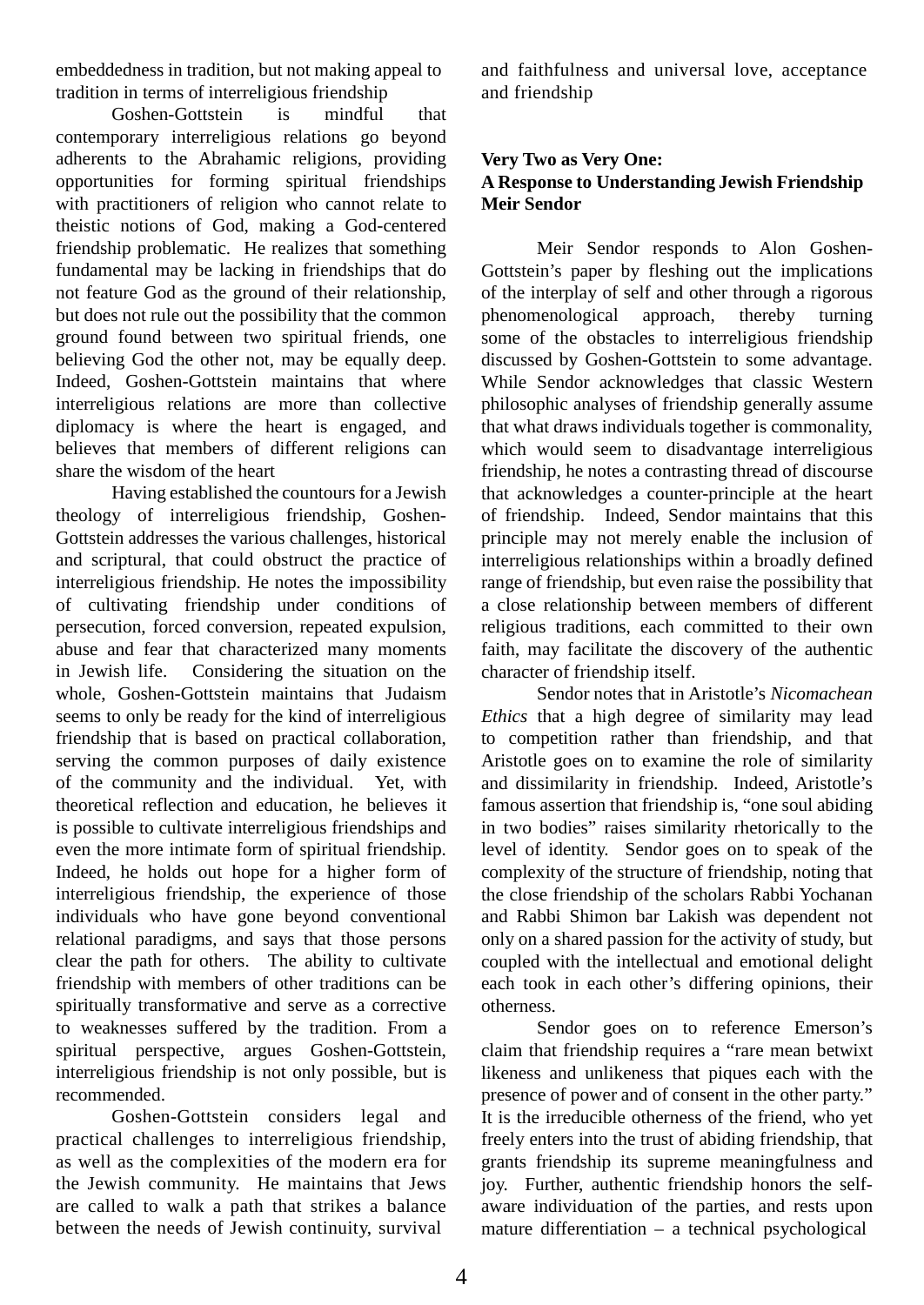embeddedness in tradition, but not making appeal to tradition in terms of interreligious friendship

Goshen-Gottstein is mindful that contemporary interreligious relations go beyond adherents to the Abrahamic religions, providing opportunities for forming spiritual friendships with practitioners of religion who cannot relate to theistic notions of God, making a God-centered friendship problematic. He realizes that something fundamental may be lacking in friendships that do not feature God as the ground of their relationship, but does not rule out the possibility that the common ground found between two spiritual friends, one believing God the other not, may be equally deep. Indeed, Goshen-Gottstein maintains that where interreligious relations are more than collective diplomacy is where the heart is engaged, and believes that members of different religions can share the wisdom of the heart

Having established the countours for a Jewish theology of interreligious friendship, Goshen-Gottstein addresses the various challenges, historical and scriptural, that could obstruct the practice of interreligious friendship. He notes the impossibility of cultivating friendship under conditions of persecution, forced conversion, repeated expulsion, abuse and fear that characterized many moments in Jewish life. Considering the situation on the whole, Goshen-Gottstein maintains that Judaism seems to only be ready for the kind of interreligious friendship that is based on practical collaboration, serving the common purposes of daily existence of the community and the individual. Yet, with theoretical reflection and education, he believes it is possible to cultivate interreligious friendships and even the more intimate form of spiritual friendship. Indeed, he holds out hope for a higher form of interreligious friendship, the experience of those individuals who have gone beyond conventional relational paradigms, and says that those persons clear the path for others. The ability to cultivate friendship with members of other traditions can be spiritually transformative and serve as a corrective to weaknesses suffered by the tradition. From a spiritual perspective, argues Goshen-Gottstein, interreligious friendship is not only possible, but is recommended.

Goshen-Gottstein considers legal and practical challenges to interreligious friendship, as well as the complexities of the modern era for the Jewish community. He maintains that Jews are called to walk a path that strikes a balance between the needs of Jewish continuity, survival and faithfulness and universal love, acceptance and friendship

**Very Two as Very One:**
**A Response to Understanding Jewish Friendship**
**Meir Sendor**

Meir Sendor responds to Alon Goshen-Gottstein's paper by fleshing out the implications of the interplay of self and other through a rigorous phenomenological approach, thereby turning some of the obstacles to interreligious friendship discussed by Goshen-Gottstein to some advantage. While Sendor acknowledges that classic Western philosophic analyses of friendship generally assume that what draws individuals together is commonality, which would seem to disadvantage interreligious friendship, he notes a contrasting thread of discourse that acknowledges a counter-principle at the heart of friendship. Indeed, Sendor maintains that this principle may not merely enable the inclusion of interreligious relationships within a broadly defined range of friendship, but even raise the possibility that a close relationship between members of different religious traditions, each committed to their own faith, may facilitate the discovery of the authentic character of friendship itself.

Sendor notes that in Aristotle's *Nicomachean Ethics* that a high degree of similarity may lead to competition rather than friendship, and that Aristotle goes on to examine the role of similarity and dissimilarity in friendship. Indeed, Aristotle's famous assertion that friendship is, "one soul abiding in two bodies" raises similarity rhetorically to the level of identity. Sendor goes on to speak of the complexity of the structure of friendship, noting that the close friendship of the scholars Rabbi Yochanan and Rabbi Shimon bar Lakish was dependent not only on a shared passion for the activity of study, but coupled with the intellectual and emotional delight each took in each other's differing opinions, their otherness.

Sendor goes on to reference Emerson's claim that friendship requires a "rare mean betwixt likeness and unlikeness that piques each with the presence of power and of consent in the other party." It is the irreducible otherness of the friend, who yet freely enters into the trust of abiding friendship, that grants friendship its supreme meaningfulness and joy. Further, authentic friendship honors the self-aware individuation of the parties, and rests upon mature differentiation – a technical psychological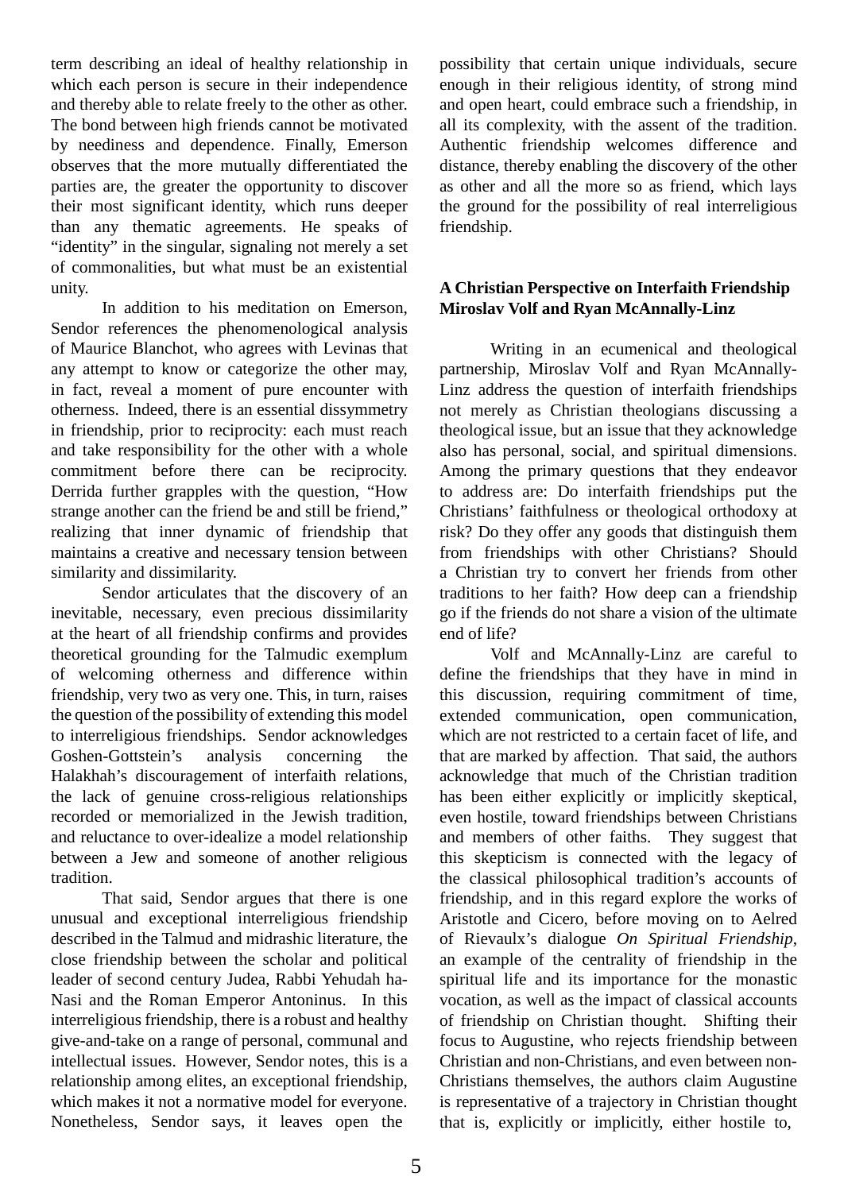term describing an ideal of healthy relationship in which each person is secure in their independence and thereby able to relate freely to the other as other. The bond between high friends cannot be motivated by neediness and dependence. Finally, Emerson observes that the more mutually differentiated the parties are, the greater the opportunity to discover their most significant identity, which runs deeper than any thematic agreements. He speaks of "identity" in the singular, signaling not merely a set of commonalities, but what must be an existential unity.

In addition to his meditation on Emerson, Sendor references the phenomenological analysis of Maurice Blanchot, who agrees with Levinas that any attempt to know or categorize the other may, in fact, reveal a moment of pure encounter with otherness. Indeed, there is an essential dissymmetry in friendship, prior to reciprocity: each must reach and take responsibility for the other with a whole commitment before there can be reciprocity. Derrida further grapples with the question, "How strange another can the friend be and still be friend," realizing that inner dynamic of friendship that maintains a creative and necessary tension between similarity and dissimilarity.

Sendor articulates that the discovery of an inevitable, necessary, even precious dissimilarity at the heart of all friendship confirms and provides theoretical grounding for the Talmudic exemplum of welcoming otherness and difference within friendship, very two as very one. This, in turn, raises the question of the possibility of extending this model to interreligious friendships. Sendor acknowledges Goshen-Gottstein's analysis concerning the Halakhah's discouragement of interfaith relations, the lack of genuine cross-religious relationships recorded or memorialized in the Jewish tradition, and reluctance to over-idealize a model relationship between a Jew and someone of another religious tradition.

That said, Sendor argues that there is one unusual and exceptional interreligious friendship described in the Talmud and midrashic literature, the close friendship between the scholar and political leader of second century Judea, Rabbi Yehudah ha-Nasi and the Roman Emperor Antoninus. In this interreligious friendship, there is a robust and healthy give-and-take on a range of personal, communal and intellectual issues. However, Sendor notes, this is a relationship among elites, an exceptional friendship, which makes it not a normative model for everyone. Nonetheless, Sendor says, it leaves open the possibility that certain unique individuals, secure enough in their religious identity, of strong mind and open heart, could embrace such a friendship, in all its complexity, with the assent of the tradition. Authentic friendship welcomes difference and distance, thereby enabling the discovery of the other as other and all the more so as friend, which lays the ground for the possibility of real interreligious friendship.

**A Christian Perspective on Interfaith Friendship**
**Miroslav Volf and Ryan McAnnally-Linz**

Writing in an ecumenical and theological partnership, Miroslav Volf and Ryan McAnnally-Linz address the question of interfaith friendships not merely as Christian theologians discussing a theological issue, but an issue that they acknowledge also has personal, social, and spiritual dimensions. Among the primary questions that they endeavor to address are: Do interfaith friendships put the Christians' faithfulness or theological orthodoxy at risk? Do they offer any goods that distinguish them from friendships with other Christians? Should a Christian try to convert her friends from other traditions to her faith? How deep can a friendship go if the friends do not share a vision of the ultimate end of life?

Volf and McAnnally-Linz are careful to define the friendships that they have in mind in this discussion, requiring commitment of time, extended communication, open communication, which are not restricted to a certain facet of life, and that are marked by affection. That said, the authors acknowledge that much of the Christian tradition has been either explicitly or implicitly skeptical, even hostile, toward friendships between Christians and members of other faiths. They suggest that this skepticism is connected with the legacy of the classical philosophical tradition's accounts of friendship, and in this regard explore the works of Aristotle and Cicero, before moving on to Aelred of Rievaulx's dialogue *On Spiritual Friendship*, an example of the centrality of friendship in the spiritual life and its importance for the monastic vocation, as well as the impact of classical accounts of friendship on Christian thought. Shifting their focus to Augustine, who rejects friendship between Christian and non-Christians, and even between non-Christians themselves, the authors claim Augustine is representative of a trajectory in Christian thought that is, explicitly or implicitly, either hostile to,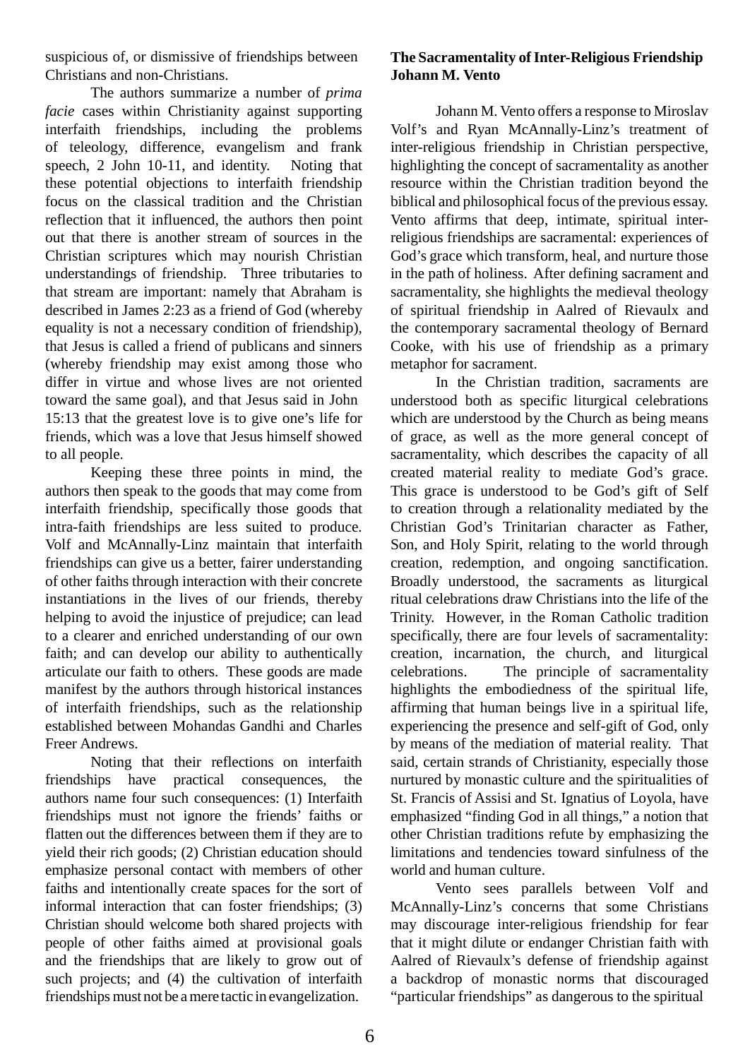suspicious of, or dismissive of friendships between Christians and non-Christians.

The authors summarize a number of *prima facie* cases within Christianity against supporting interfaith friendships, including the problems of teleology, difference, evangelism and frank speech, 2 John 10-11, and identity. Noting that these potential objections to interfaith friendship focus on the classical tradition and the Christian reflection that it influenced, the authors then point out that there is another stream of sources in the Christian scriptures which may nourish Christian understandings of friendship. Three tributaries to that stream are important: namely that Abraham is described in James 2:23 as a friend of God (whereby equality is not a necessary condition of friendship), that Jesus is called a friend of publicans and sinners (whereby friendship may exist among those who differ in virtue and whose lives are not oriented toward the same goal), and that Jesus said in John 15:13 that the greatest love is to give one's life for friends, which was a love that Jesus himself showed to all people.

Keeping these three points in mind, the authors then speak to the goods that may come from interfaith friendship, specifically those goods that intra-faith friendships are less suited to produce. Volf and McAnnally-Linz maintain that interfaith friendships can give us a better, fairer understanding of other faiths through interaction with their concrete instantiations in the lives of our friends, thereby helping to avoid the injustice of prejudice; can lead to a clearer and enriched understanding of our own faith; and can develop our ability to authentically articulate our faith to others. These goods are made manifest by the authors through historical instances of interfaith friendships, such as the relationship established between Mohandas Gandhi and Charles Freer Andrews.

Noting that their reflections on interfaith friendships have practical consequences, the authors name four such consequences: (1) Interfaith friendships must not ignore the friends' faiths or flatten out the differences between them if they are to yield their rich goods; (2) Christian education should emphasize personal contact with members of other faiths and intentionally create spaces for the sort of informal interaction that can foster friendships; (3) Christian should welcome both shared projects with people of other faiths aimed at provisional goals and the friendships that are likely to grow out of such projects; and (4) the cultivation of interfaith friendships must not be a mere tactic in evangelization.

**The Sacramentality of Inter-Religious Friendship**
**Johann M. Vento**

Johann M. Vento offers a response to Miroslav Volf's and Ryan McAnnally-Linz's treatment of inter-religious friendship in Christian perspective, highlighting the concept of sacramentality as another resource within the Christian tradition beyond the biblical and philosophical focus of the previous essay. Vento affirms that deep, intimate, spiritual inter-religious friendships are sacramental: experiences of God's grace which transform, heal, and nurture those in the path of holiness. After defining sacrament and sacramentality, she highlights the medieval theology of spiritual friendship in Aalred of Rievaulx and the contemporary sacramental theology of Bernard Cooke, with his use of friendship as a primary metaphor for sacrament.

In the Christian tradition, sacraments are understood both as specific liturgical celebrations which are understood by the Church as being means of grace, as well as the more general concept of sacramentality, which describes the capacity of all created material reality to mediate God's grace. This grace is understood to be God's gift of Self to creation through a relationality mediated by the Christian God's Trinitarian character as Father, Son, and Holy Spirit, relating to the world through creation, redemption, and ongoing sanctification. Broadly understood, the sacraments as liturgical ritual celebrations draw Christians into the life of the Trinity. However, in the Roman Catholic tradition specifically, there are four levels of sacramentality: creation, incarnation, the church, and liturgical celebrations. The principle of sacramentality highlights the embodiedness of the spiritual life, affirming that human beings live in a spiritual life, experiencing the presence and self-gift of God, only by means of the mediation of material reality. That said, certain strands of Christianity, especially those nurtured by monastic culture and the spiritualities of St. Francis of Assisi and St. Ignatius of Loyola, have emphasized "finding God in all things," a notion that other Christian traditions refute by emphasizing the limitations and tendencies toward sinfulness of the world and human culture.

Vento sees parallels between Volf and McAnnally-Linz's concerns that some Christians may discourage inter-religious friendship for fear that it might dilute or endanger Christian faith with Aalred of Rievaulx's defense of friendship against a backdrop of monastic norms that discouraged "particular friendships" as dangerous to the spiritual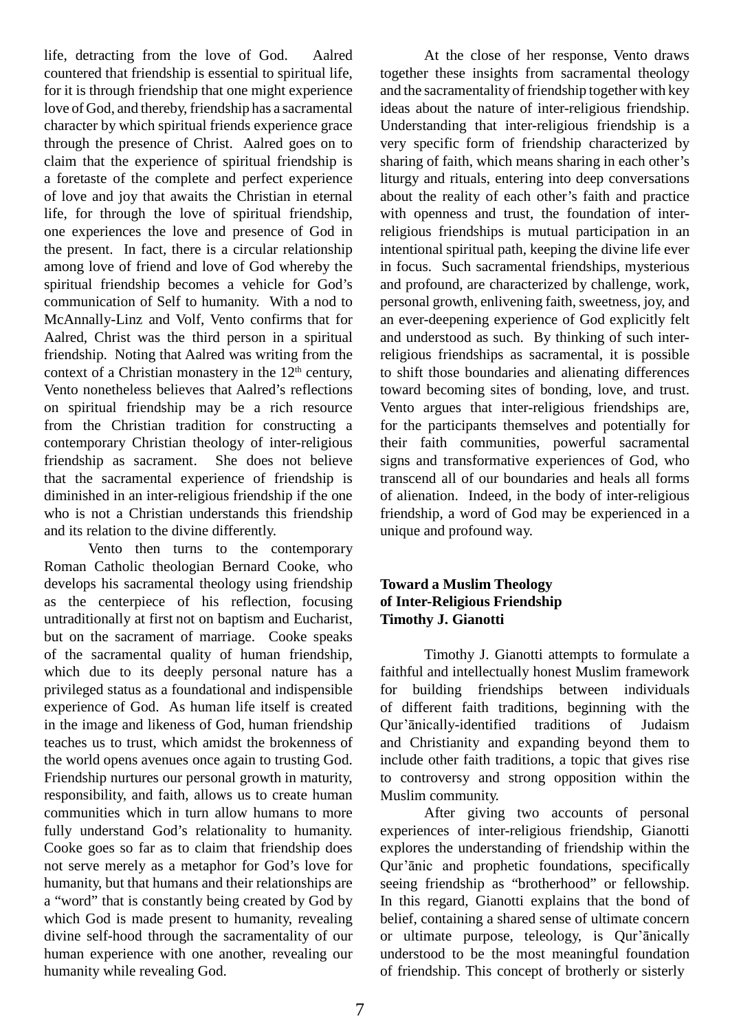life, detracting from the love of God. Aalred countered that friendship is essential to spiritual life, for it is through friendship that one might experience love of God, and thereby, friendship has a sacramental character by which spiritual friends experience grace through the presence of Christ. Aalred goes on to claim that the experience of spiritual friendship is a foretaste of the complete and perfect experience of love and joy that awaits the Christian in eternal life, for through the love of spiritual friendship, one experiences the love and presence of God in the present. In fact, there is a circular relationship among love of friend and love of God whereby the spiritual friendship becomes a vehicle for God's communication of Self to humanity. With a nod to McAnnally-Linz and Volf, Vento confirms that for Aalred, Christ was the third person in a spiritual friendship. Noting that Aalred was writing from the context of a Christian monastery in the 12th century, Vento nonetheless believes that Aalred's reflections on spiritual friendship may be a rich resource from the Christian tradition for constructing a contemporary Christian theology of inter-religious friendship as sacrament. She does not believe that the sacramental experience of friendship is diminished in an inter-religious friendship if the one who is not a Christian understands this friendship and its relation to the divine differently.

Vento then turns to the contemporary Roman Catholic theologian Bernard Cooke, who develops his sacramental theology using friendship as the centerpiece of his reflection, focusing untraditionally at first not on baptism and Eucharist, but on the sacrament of marriage. Cooke speaks of the sacramental quality of human friendship, which due to its deeply personal nature has a privileged status as a foundational and indispensible experience of God. As human life itself is created in the image and likeness of God, human friendship teaches us to trust, which amidst the brokenness of the world opens avenues once again to trusting God. Friendship nurtures our personal growth in maturity, responsibility, and faith, allows us to create human communities which in turn allow humans to more fully understand God's relationality to humanity. Cooke goes so far as to claim that friendship does not serve merely as a metaphor for God's love for humanity, but that humans and their relationships are a "word" that is constantly being created by God by which God is made present to humanity, revealing divine self-hood through the sacramentality of our human experience with one another, revealing our humanity while revealing God.

At the close of her response, Vento draws together these insights from sacramental theology and the sacramentality of friendship together with key ideas about the nature of inter-religious friendship. Understanding that inter-religious friendship is a very specific form of friendship characterized by sharing of faith, which means sharing in each other's liturgy and rituals, entering into deep conversations about the reality of each other's faith and practice with openness and trust, the foundation of inter-religious friendships is mutual participation in an intentional spiritual path, keeping the divine life ever in focus. Such sacramental friendships, mysterious and profound, are characterized by challenge, work, personal growth, enlivening faith, sweetness, joy, and an ever-deepening experience of God explicitly felt and understood as such. By thinking of such inter-religious friendships as sacramental, it is possible to shift those boundaries and alienating differences toward becoming sites of bonding, love, and trust. Vento argues that inter-religious friendships are, for the participants themselves and potentially for their faith communities, powerful sacramental signs and transformative experiences of God, who transcend all of our boundaries and heals all forms of alienation. Indeed, in the body of inter-religious friendship, a word of God may be experienced in a unique and profound way.

**Toward a Muslim Theology of Inter-Religious Friendship**
**Timothy J. Gianotti**

Timothy J. Gianotti attempts to formulate a faithful and intellectually honest Muslim framework for building friendships between individuals of different faith traditions, beginning with the Qur'ānically-identified traditions of Judaism and Christianity and expanding beyond them to include other faith traditions, a topic that gives rise to controversy and strong opposition within the Muslim community.

After giving two accounts of personal experiences of inter-religious friendship, Gianotti explores the understanding of friendship within the Qur'ānic and prophetic foundations, specifically seeing friendship as "brotherhood" or fellowship. In this regard, Gianotti explains that the bond of belief, containing a shared sense of ultimate concern or ultimate purpose, teleology, is Qur'ānically understood to be the most meaningful foundation of friendship. This concept of brotherly or sisterly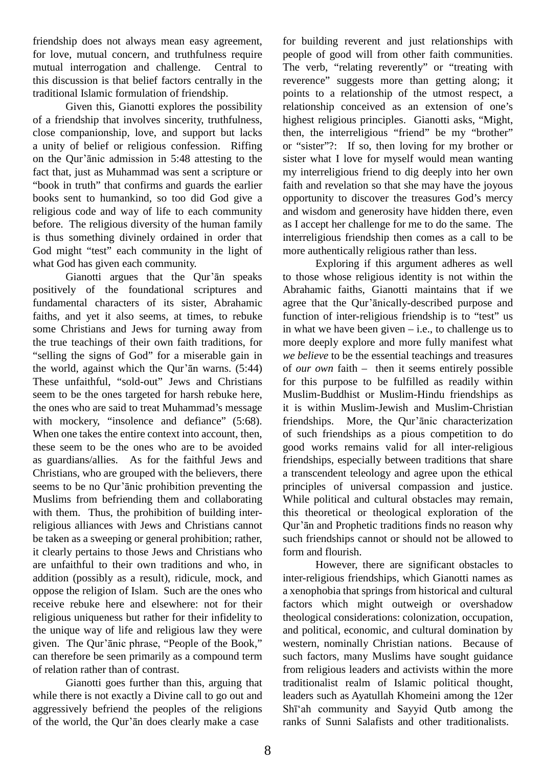friendship does not always mean easy agreement, for love, mutual concern, and truthfulness require mutual interrogation and challenge. Central to this discussion is that belief factors centrally in the traditional Islamic formulation of friendship.

Given this, Gianotti explores the possibility of a friendship that involves sincerity, truthfulness, close companionship, love, and support but lacks a unity of belief or religious confession. Riffing on the Qur'ānic admission in 5:48 attesting to the fact that, just as Muhammad was sent a scripture or "book in truth" that confirms and guards the earlier books sent to humankind, so too did God give a religious code and way of life to each community before. The religious diversity of the human family is thus something divinely ordained in order that God might "test" each community in the light of what God has given each community.

Gianotti argues that the Qur'ān speaks positively of the foundational scriptures and fundamental characters of its sister, Abrahamic faiths, and yet it also seems, at times, to rebuke some Christians and Jews for turning away from the true teachings of their own faith traditions, for "selling the signs of God" for a miserable gain in the world, against which the Qur'ān warns. (5:44) These unfaithful, "sold-out" Jews and Christians seem to be the ones targeted for harsh rebuke here, the ones who are said to treat Muhammad's message with mockery, "insolence and defiance" (5:68). When one takes the entire context into account, then, these seem to be the ones who are to be avoided as guardians/allies. As for the faithful Jews and Christians, who are grouped with the believers, there seems to be no Qur'ānic prohibition preventing the Muslims from befriending them and collaborating with them. Thus, the prohibition of building inter-religious alliances with Jews and Christians cannot be taken as a sweeping or general prohibition; rather, it clearly pertains to those Jews and Christians who are unfaithful to their own traditions and who, in addition (possibly as a result), ridicule, mock, and oppose the religion of Islam. Such are the ones who receive rebuke here and elsewhere: not for their religious uniqueness but rather for their infidelity to the unique way of life and religious law they were given. The Qur'ānic phrase, "People of the Book," can therefore be seen primarily as a compound term of relation rather than of contrast.

Gianotti goes further than this, arguing that while there is not exactly a Divine call to go out and aggressively befriend the peoples of the religions of the world, the Qur'ān does clearly make a case for building reverent and just relationships with people of good will from other faith communities. The verb, "relating reverently" or "treating with reverence" suggests more than getting along; it points to a relationship of the utmost respect, a relationship conceived as an extension of one's highest religious principles. Gianotti asks, "Might, then, the interreligious "friend" be my "brother" or "sister"?: If so, then loving for my brother or sister what I love for myself would mean wanting my interreligious friend to dig deeply into her own faith and revelation so that she may have the joyous opportunity to discover the treasures God's mercy and wisdom and generosity have hidden there, even as I accept her challenge for me to do the same. The interreligious friendship then comes as a call to be more authentically religious rather than less.

Exploring if this argument adheres as well to those whose religious identity is not within the Abrahamic faiths, Gianotti maintains that if we agree that the Qur'ānically-described purpose and function of inter-religious friendship is to "test" us in what we have been given – i.e., to challenge us to more deeply explore and more fully manifest what *we believe* to be the essential teachings and treasures of *our own* faith – then it seems entirely possible for this purpose to be fulfilled as readily within Muslim-Buddhist or Muslim-Hindu friendships as it is within Muslim-Jewish and Muslim-Christian friendships. More, the Qur'ānic characterization of such friendships as a pious competition to do good works remains valid for all inter-religious friendships, especially between traditions that share a transcendent teleology and agree upon the ethical principles of universal compassion and justice. While political and cultural obstacles may remain, this theoretical or theological exploration of the Qur'ān and Prophetic traditions finds no reason why such friendships cannot or should not be allowed to form and flourish.

However, there are significant obstacles to inter-religious friendships, which Gianotti names as a xenophobia that springs from historical and cultural factors which might outweigh or overshadow theological considerations: colonization, occupation, and political, economic, and cultural domination by western, nominally Christian nations. Because of such factors, many Muslims have sought guidance from religious leaders and activists within the more traditionalist realm of Islamic political thought, leaders such as Ayatullah Khomeini among the 12er Shī'ah community and Sayyid Qutb among the ranks of Sunni Salafists and other traditionalists.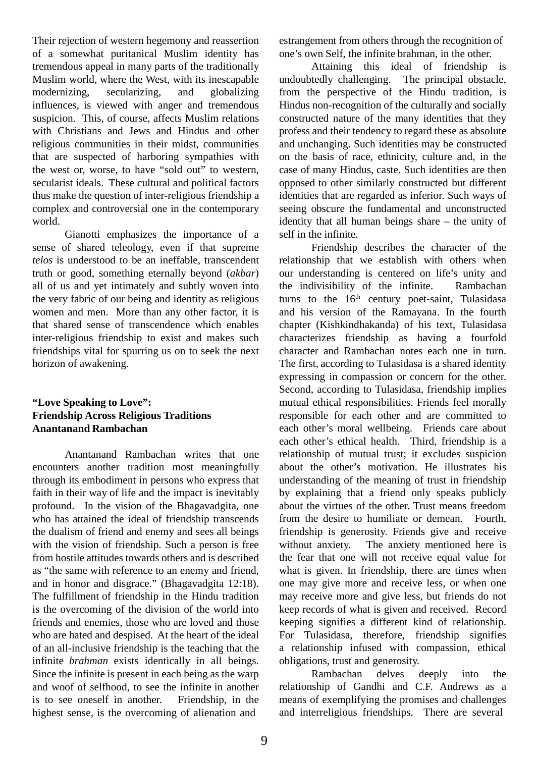Their rejection of western hegemony and reassertion of a somewhat puritanical Muslim identity has tremendous appeal in many parts of the traditionally Muslim world, where the West, with its inescapable modernizing, secularizing, and globalizing influences, is viewed with anger and tremendous suspicion. This, of course, affects Muslim relations with Christians and Jews and Hindus and other religious communities in their midst, communities that are suspected of harboring sympathies with the west or, worse, to have "sold out" to western, secularist ideals. These cultural and political factors thus make the question of inter-religious friendship a complex and controversial one in the contemporary world.

Gianotti emphasizes the importance of a sense of shared teleology, even if that supreme *telos* is understood to be an ineffable, transcendent truth or good, something eternally beyond (*akbar*) all of us and yet intimately and subtly woven into the very fabric of our being and identity as religious women and men. More than any other factor, it is that shared sense of transcendence which enables inter-religious friendship to exist and makes such friendships vital for spurring us on to seek the next horizon of awakening.

**"Love Speaking to Love":**
**Friendship Across Religious Traditions**
**Anantanand Rambachan**

Anantanand Rambachan writes that one encounters another tradition most meaningfully through its embodiment in persons who express that faith in their way of life and the impact is inevitably profound. In the vision of the Bhagavadgita, one who has attained the ideal of friendship transcends the dualism of friend and enemy and sees all beings with the vision of friendship. Such a person is free from hostile attitudes towards others and is described as "the same with reference to an enemy and friend, and in honor and disgrace." (Bhagavadgita 12:18). The fulfillment of friendship in the Hindu tradition is the overcoming of the division of the world into friends and enemies, those who are loved and those who are hated and despised. At the heart of the ideal of an all-inclusive friendship is the teaching that the infinite *brahman* exists identically in all beings. Since the infinite is present in each being as the warp and woof of selfhood, to see the infinite in another is to see oneself in another. Friendship, in the highest sense, is the overcoming of alienation and estrangement from others through the recognition of one's own Self, the infinite brahman, in the other.

Attaining this ideal of friendship is undoubtedly challenging. The principal obstacle, from the perspective of the Hindu tradition, is Hindus non-recognition of the culturally and socially constructed nature of the many identities that they profess and their tendency to regard these as absolute and unchanging. Such identities may be constructed on the basis of race, ethnicity, culture and, in the case of many Hindus, caste. Such identities are then opposed to other similarly constructed but different identities that are regarded as inferior. Such ways of seeing obscure the fundamental and unconstructed identity that all human beings share – the unity of self in the infinite.

Friendship describes the character of the relationship that we establish with others when our understanding is centered on life's unity and the indivisibility of the infinite. Rambachan turns to the 16th century poet-saint, Tulasidasa and his version of the Ramayana. In the fourth chapter (Kishkindhakanda) of his text, Tulasidasa characterizes friendship as having a fourfold character and Rambachan notes each one in turn. The first, according to Tulasidasa is a shared identity expressing in compassion or concern for the other. Second, according to Tulasidasa, friendship implies mutual ethical responsibilities. Friends feel morally responsible for each other and are committed to each other's moral wellbeing. Friends care about each other's ethical health. Third, friendship is a relationship of mutual trust; it excludes suspicion about the other's motivation. He illustrates his understanding of the meaning of trust in friendship by explaining that a friend only speaks publicly about the virtues of the other. Trust means freedom from the desire to humiliate or demean. Fourth, friendship is generosity. Friends give and receive without anxiety. The anxiety mentioned here is the fear that one will not receive equal value for what is given. In friendship, there are times when one may give more and receive less, or when one may receive more and give less, but friends do not keep records of what is given and received. Record keeping signifies a different kind of relationship. For Tulasidasa, therefore, friendship signifies a relationship infused with compassion, ethical obligations, trust and generosity.

Rambachan delves deeply into the relationship of Gandhi and C.F. Andrews as a means of exemplifying the promises and challenges and interreligious friendships. There are several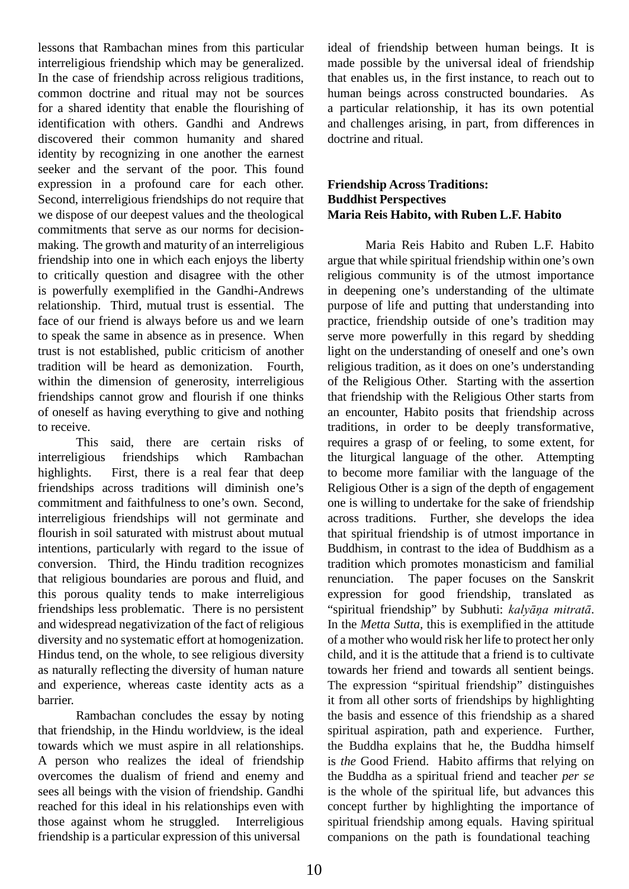lessons that Rambachan mines from this particular interreligious friendship which may be generalized. In the case of friendship across religious traditions, common doctrine and ritual may not be sources for a shared identity that enable the flourishing of identification with others. Gandhi and Andrews discovered their common humanity and shared identity by recognizing in one another the earnest seeker and the servant of the poor. This found expression in a profound care for each other. Second, interreligious friendships do not require that we dispose of our deepest values and the theological commitments that serve as our norms for decision-making. The growth and maturity of an interreligious friendship into one in which each enjoys the liberty to critically question and disagree with the other is powerfully exemplified in the Gandhi-Andrews relationship. Third, mutual trust is essential. The face of our friend is always before us and we learn to speak the same in absence as in presence. When trust is not established, public criticism of another tradition will be heard as demonization. Fourth, within the dimension of generosity, interreligious friendships cannot grow and flourish if one thinks of oneself as having everything to give and nothing to receive.

This said, there are certain risks of interreligious friendships which Rambachan highlights. First, there is a real fear that deep friendships across traditions will diminish one's commitment and faithfulness to one's own. Second, interreligious friendships will not germinate and flourish in soil saturated with mistrust about mutual intentions, particularly with regard to the issue of conversion. Third, the Hindu tradition recognizes that religious boundaries are porous and fluid, and this porous quality tends to make interreligious friendships less problematic. There is no persistent and widespread negativization of the fact of religious diversity and no systematic effort at homogenization. Hindus tend, on the whole, to see religious diversity as naturally reflecting the diversity of human nature and experience, whereas caste identity acts as a barrier.

Rambachan concludes the essay by noting that friendship, in the Hindu worldview, is the ideal towards which we must aspire in all relationships. A person who realizes the ideal of friendship overcomes the dualism of friend and enemy and sees all beings with the vision of friendship. Gandhi reached for this ideal in his relationships even with those against whom he struggled. Interreligious friendship is a particular expression of this universal ideal of friendship between human beings. It is made possible by the universal ideal of friendship that enables us, in the first instance, to reach out to human beings across constructed boundaries. As a particular relationship, it has its own potential and challenges arising, in part, from differences in doctrine and ritual.

**Friendship Across Traditions: Buddhist Perspectives**
**Maria Reis Habito, with Ruben L.F. Habito**

Maria Reis Habito and Ruben L.F. Habito argue that while spiritual friendship within one's own religious community is of the utmost importance in deepening one's understanding of the ultimate purpose of life and putting that understanding into practice, friendship outside of one's tradition may serve more powerfully in this regard by shedding light on the understanding of oneself and one's own religious tradition, as it does on one's understanding of the Religious Other. Starting with the assertion that friendship with the Religious Other starts from an encounter, Habito posits that friendship across traditions, in order to be deeply transformative, requires a grasp of or feeling, to some extent, for the liturgical language of the other. Attempting to become more familiar with the language of the Religious Other is a sign of the depth of engagement one is willing to undertake for the sake of friendship across traditions. Further, she develops the idea that spiritual friendship is of utmost importance in Buddhism, in contrast to the idea of Buddhism as a tradition which promotes monasticism and familial renunciation. The paper focuses on the Sanskrit expression for good friendship, translated as "spiritual friendship" by Subhuti: *kalyāṇa mitratā*. In the *Metta Sutta*, this is exemplified in the attitude of a mother who would risk her life to protect her only child, and it is the attitude that a friend is to cultivate towards her friend and towards all sentient beings. The expression "spiritual friendship" distinguishes it from all other sorts of friendships by highlighting the basis and essence of this friendship as a shared spiritual aspiration, path and experience. Further, the Buddha explains that he, the Buddha himself is *the* Good Friend. Habito affirms that relying on the Buddha as a spiritual friend and teacher *per se* is the whole of the spiritual life, but advances this concept further by highlighting the importance of spiritual friendship among equals. Having spiritual companions on the path is foundational teaching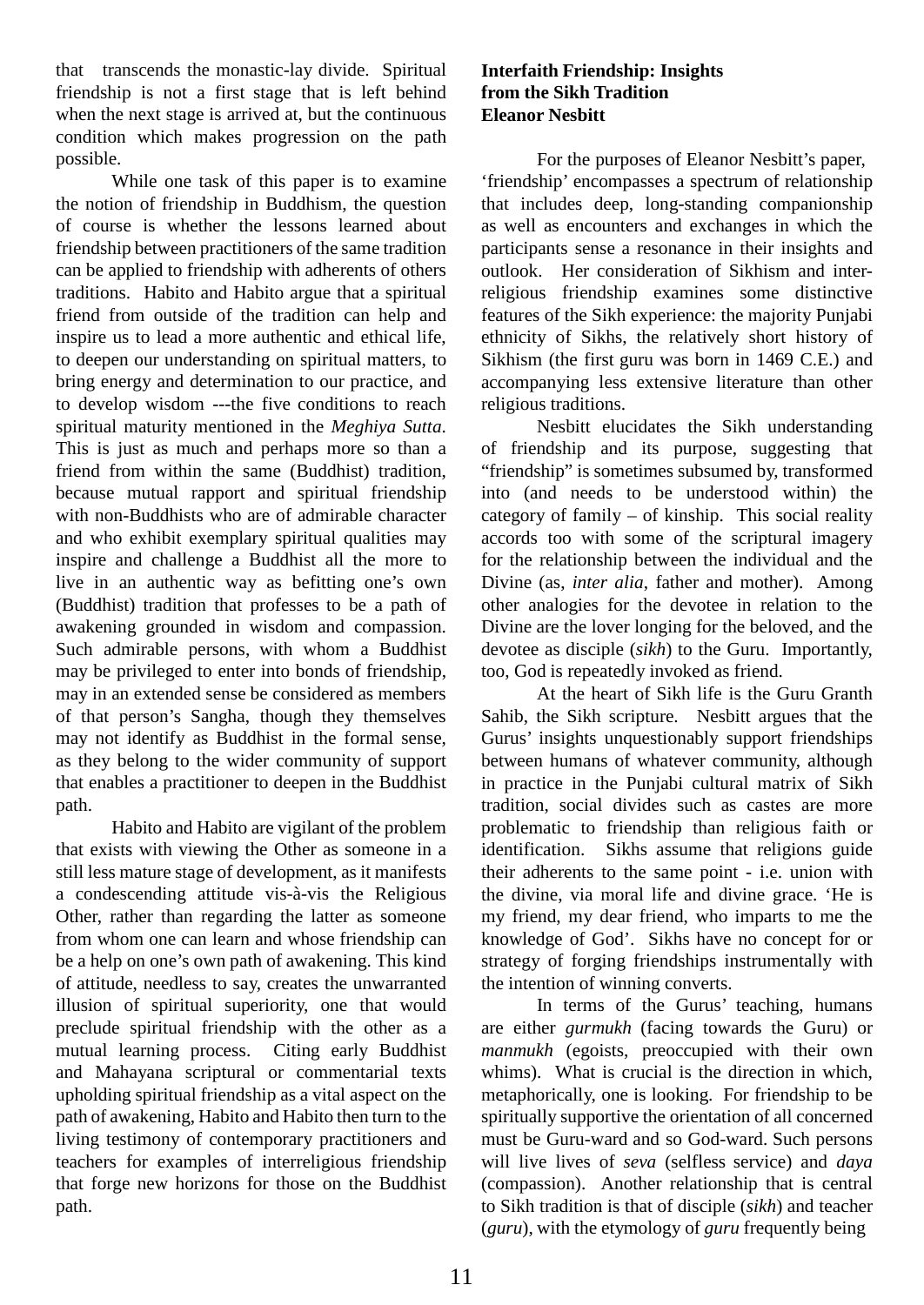that transcends the monastic-lay divide. Spiritual friendship is not a first stage that is left behind when the next stage is arrived at, but the continuous condition which makes progression on the path possible.

While one task of this paper is to examine the notion of friendship in Buddhism, the question of course is whether the lessons learned about friendship between practitioners of the same tradition can be applied to friendship with adherents of others traditions. Habito and Habito argue that a spiritual friend from outside of the tradition can help and inspire us to lead a more authentic and ethical life, to deepen our understanding on spiritual matters, to bring energy and determination to our practice, and to develop wisdom ---the five conditions to reach spiritual maturity mentioned in the *Meghiya Sutta*. This is just as much and perhaps more so than a friend from within the same (Buddhist) tradition, because mutual rapport and spiritual friendship with non-Buddhists who are of admirable character and who exhibit exemplary spiritual qualities may inspire and challenge a Buddhist all the more to live in an authentic way as befitting one's own (Buddhist) tradition that professes to be a path of awakening grounded in wisdom and compassion. Such admirable persons, with whom a Buddhist may be privileged to enter into bonds of friendship, may in an extended sense be considered as members of that person's Sangha, though they themselves may not identify as Buddhist in the formal sense, as they belong to the wider community of support that enables a practitioner to deepen in the Buddhist path.

Habito and Habito are vigilant of the problem that exists with viewing the Other as someone in a still less mature stage of development, as it manifests a condescending attitude vis-à-vis the Religious Other, rather than regarding the latter as someone from whom one can learn and whose friendship can be a help on one's own path of awakening. This kind of attitude, needless to say, creates the unwarranted illusion of spiritual superiority, one that would preclude spiritual friendship with the other as a mutual learning process. Citing early Buddhist and Mahayana scriptural or commentarial texts upholding spiritual friendship as a vital aspect on the path of awakening, Habito and Habito then turn to the living testimony of contemporary practitioners and teachers for examples of interreligious friendship that forge new horizons for those on the Buddhist path.

**Interfaith Friendship: Insights from the Sikh Tradition**
**Eleanor Nesbitt**

For the purposes of Eleanor Nesbitt's paper, 'friendship' encompasses a spectrum of relationship that includes deep, long-standing companionship as well as encounters and exchanges in which the participants sense a resonance in their insights and outlook. Her consideration of Sikhism and inter-religious friendship examines some distinctive features of the Sikh experience: the majority Punjabi ethnicity of Sikhs, the relatively short history of Sikhism (the first guru was born in 1469 C.E.) and accompanying less extensive literature than other religious traditions.

Nesbitt elucidates the Sikh understanding of friendship and its purpose, suggesting that "friendship" is sometimes subsumed by, transformed into (and needs to be understood within) the category of family – of kinship. This social reality accords too with some of the scriptural imagery for the relationship between the individual and the Divine (as, *inter alia*, father and mother). Among other analogies for the devotee in relation to the Divine are the lover longing for the beloved, and the devotee as disciple (*sikh*) to the Guru. Importantly, too, God is repeatedly invoked as friend.

At the heart of Sikh life is the Guru Granth Sahib, the Sikh scripture. Nesbitt argues that the Gurus' insights unquestionably support friendships between humans of whatever community, although in practice in the Punjabi cultural matrix of Sikh tradition, social divides such as castes are more problematic to friendship than religious faith or identification. Sikhs assume that religions guide their adherents to the same point - i.e. union with the divine, via moral life and divine grace. 'He is my friend, my dear friend, who imparts to me the knowledge of God'. Sikhs have no concept for or strategy of forging friendships instrumentally with the intention of winning converts.

In terms of the Gurus' teaching, humans are either *gurmukh* (facing towards the Guru) or *manmukh* (egoists, preoccupied with their own whims). What is crucial is the direction in which, metaphorically, one is looking. For friendship to be spiritually supportive the orientation of all concerned must be Guru-ward and so God-ward. Such persons will live lives of *seva* (selfless service) and *daya* (compassion). Another relationship that is central to Sikh tradition is that of disciple (*sikh*) and teacher (*guru*), with the etymology of *guru* frequently being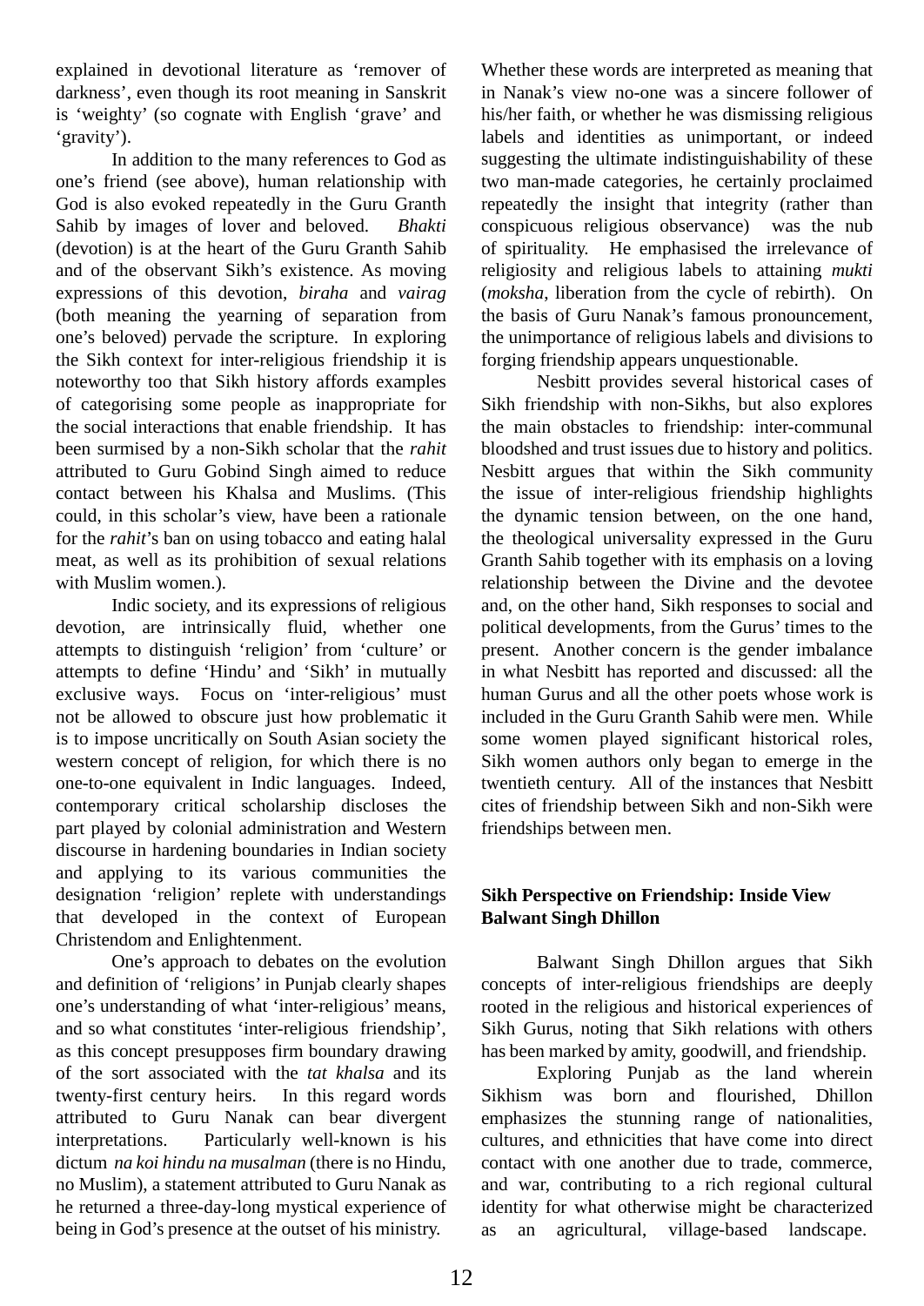explained in devotional literature as 'remover of darkness', even though its root meaning in Sanskrit is 'weighty' (so cognate with English 'grave' and 'gravity').

In addition to the many references to God as one's friend (see above), human relationship with God is also evoked repeatedly in the Guru Granth Sahib by images of lover and beloved. *Bhakti* (devotion) is at the heart of the Guru Granth Sahib and of the observant Sikh's existence. As moving expressions of this devotion, *biraha* and *vairag* (both meaning the yearning of separation from one's beloved) pervade the scripture. In exploring the Sikh context for inter-religious friendship it is noteworthy too that Sikh history affords examples of categorising some people as inappropriate for the social interactions that enable friendship. It has been surmised by a non-Sikh scholar that the *rahit* attributed to Guru Gobind Singh aimed to reduce contact between his Khalsa and Muslims. (This could, in this scholar's view, have been a rationale for the *rahit*'s ban on using tobacco and eating halal meat, as well as its prohibition of sexual relations with Muslim women.).

Indic society, and its expressions of religious devotion, are intrinsically fluid, whether one attempts to distinguish 'religion' from 'culture' or attempts to define 'Hindu' and 'Sikh' in mutually exclusive ways. Focus on 'inter-religious' must not be allowed to obscure just how problematic it is to impose uncritically on South Asian society the western concept of religion, for which there is no one-to-one equivalent in Indic languages. Indeed, contemporary critical scholarship discloses the part played by colonial administration and Western discourse in hardening boundaries in Indian society and applying to its various communities the designation 'religion' replete with understandings that developed in the context of European Christendom and Enlightenment.

One's approach to debates on the evolution and definition of 'religions' in Punjab clearly shapes one's understanding of what 'inter-religious' means, and so what constitutes 'inter-religious friendship', as this concept presupposes firm boundary drawing of the sort associated with the *tat khalsa* and its twenty-first century heirs. In this regard words attributed to Guru Nanak can bear divergent interpretations. Particularly well-known is his dictum *na koi hindu na musalman* (there is no Hindu, no Muslim), a statement attributed to Guru Nanak as he returned a three-day-long mystical experience of being in God's presence at the outset of his ministry. Whether these words are interpreted as meaning that in Nanak's view no-one was a sincere follower of his/her faith, or whether he was dismissing religious labels and identities as unimportant, or indeed suggesting the ultimate indistinguishability of these two man-made categories, he certainly proclaimed repeatedly the insight that integrity (rather than conspicuous religious observance) was the nub of spirituality. He emphasised the irrelevance of religiosity and religious labels to attaining *mukti* (*moksha*, liberation from the cycle of rebirth). On the basis of Guru Nanak's famous pronouncement, the unimportance of religious labels and divisions to forging friendship appears unquestionable.

Nesbitt provides several historical cases of Sikh friendship with non-Sikhs, but also explores the main obstacles to friendship: inter-communal bloodshed and trust issues due to history and politics. Nesbitt argues that within the Sikh community the issue of inter-religious friendship highlights the dynamic tension between, on the one hand, the theological universality expressed in the Guru Granth Sahib together with its emphasis on a loving relationship between the Divine and the devotee and, on the other hand, Sikh responses to social and political developments, from the Gurus' times to the present. Another concern is the gender imbalance in what Nesbitt has reported and discussed: all the human Gurus and all the other poets whose work is included in the Guru Granth Sahib were men. While some women played significant historical roles, Sikh women authors only began to emerge in the twentieth century. All of the instances that Nesbitt cites of friendship between Sikh and non-Sikh were friendships between men.

**Sikh Perspective on Friendship: Inside View**
**Balwant Singh Dhillon**

Balwant Singh Dhillon argues that Sikh concepts of inter-religious friendships are deeply rooted in the religious and historical experiences of Sikh Gurus, noting that Sikh relations with others has been marked by amity, goodwill, and friendship.

Exploring Punjab as the land wherein Sikhism was born and flourished, Dhillon emphasizes the stunning range of nationalities, cultures, and ethnicities that have come into direct contact with one another due to trade, commerce, and war, contributing to a rich regional cultural identity for what otherwise might be characterized as an agricultural, village-based landscape.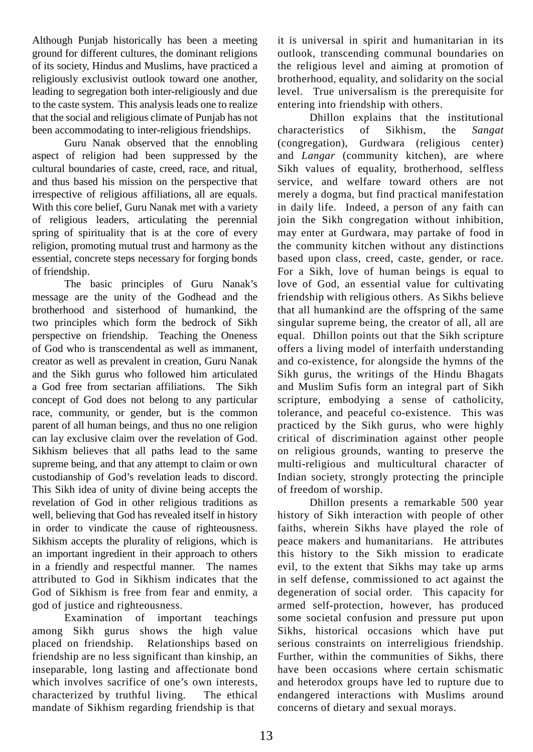Although Punjab historically has been a meeting ground for different cultures, the dominant religions of its society, Hindus and Muslims, have practiced a religiously exclusivist outlook toward one another, leading to segregation both inter-religiously and due to the caste system. This analysis leads one to realize that the social and religious climate of Punjab has not been accommodating to inter-religious friendships.

Guru Nanak observed that the ennobling aspect of religion had been suppressed by the cultural boundaries of caste, creed, race, and ritual, and thus based his mission on the perspective that irrespective of religious affiliations, all are equals. With this core belief, Guru Nanak met with a variety of religious leaders, articulating the perennial spring of spirituality that is at the core of every religion, promoting mutual trust and harmony as the essential, concrete steps necessary for forging bonds of friendship.

The basic principles of Guru Nanak's message are the unity of the Godhead and the brotherhood and sisterhood of humankind, the two principles which form the bedrock of Sikh perspective on friendship. Teaching the Oneness of God who is transcendental as well as immanent, creator as well as prevalent in creation, Guru Nanak and the Sikh gurus who followed him articulated a God free from sectarian affiliations. The Sikh concept of God does not belong to any particular race, community, or gender, but is the common parent of all human beings, and thus no one religion can lay exclusive claim over the revelation of God. Sikhism believes that all paths lead to the same supreme being, and that any attempt to claim or own custodianship of God's revelation leads to discord. This Sikh idea of unity of divine being accepts the revelation of God in other religious traditions as well, believing that God has revealed itself in history in order to vindicate the cause of righteousness. Sikhism accepts the plurality of religions, which is an important ingredient in their approach to others in a friendly and respectful manner. The names attributed to God in Sikhism indicates that the God of Sikhism is free from fear and enmity, a god of justice and righteousness.

Examination of important teachings among Sikh gurus shows the high value placed on friendship. Relationships based on friendship are no less significant than kinship, an inseparable, long lasting and affectionate bond which involves sacrifice of one's own interests, characterized by truthful living. The ethical mandate of Sikhism regarding friendship is that it is universal in spirit and humanitarian in its outlook, transcending communal boundaries on the religious level and aiming at promotion of brotherhood, equality, and solidarity on the social level. True universalism is the prerequisite for entering into friendship with others.

Dhillon explains that the institutional characteristics of Sikhism, the *Sangat* (congregation), Gurdwara (religious center) and *Langar* (community kitchen), are where Sikh values of equality, brotherhood, selfless service, and welfare toward others are not merely a dogma, but find practical manifestation in daily life. Indeed, a person of any faith can join the Sikh congregation without inhibition, may enter at Gurdwara, may partake of food in the community kitchen without any distinctions based upon class, creed, caste, gender, or race. For a Sikh, love of human beings is equal to love of God, an essential value for cultivating friendship with religious others. As Sikhs believe that all humankind are the offspring of the same singular supreme being, the creator of all, all are equal. Dhillon points out that the Sikh scripture offers a living model of interfaith understanding and co-existence, for alongside the hymns of the Sikh gurus, the writings of the Hindu Bhagats and Muslim Sufis form an integral part of Sikh scripture, embodying a sense of catholicity, tolerance, and peaceful co-existence. This was practiced by the Sikh gurus, who were highly critical of discrimination against other people on religious grounds, wanting to preserve the multi-religious and multicultural character of Indian society, strongly protecting the principle of freedom of worship.

Dhillon presents a remarkable 500 year history of Sikh interaction with people of other faiths, wherein Sikhs have played the role of peace makers and humanitarians. He attributes this history to the Sikh mission to eradicate evil, to the extent that Sikhs may take up arms in self defense, commissioned to act against the degeneration of social order. This capacity for armed self-protection, however, has produced some societal confusion and pressure put upon Sikhs, historical occasions which have put serious constraints on interreligious friendship. Further, within the communities of Sikhs, there have been occasions where certain schismatic and heterodox groups have led to rupture due to endangered interactions with Muslims around concerns of dietary and sexual morays.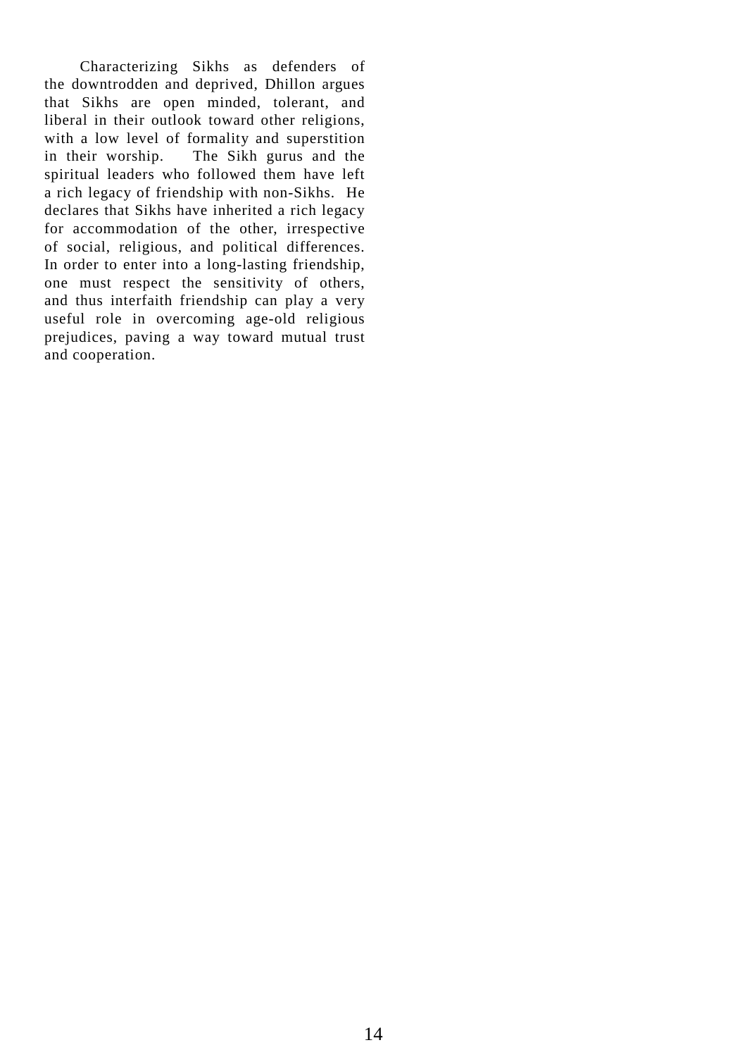Characterizing Sikhs as defenders of the downtrodden and deprived, Dhillon argues that Sikhs are open minded, tolerant, and liberal in their outlook toward other religions, with a low level of formality and superstition in their worship. The Sikh gurus and the spiritual leaders who followed them have left a rich legacy of friendship with non-Sikhs. He declares that Sikhs have inherited a rich legacy for accommodation of the other, irrespective of social, religious, and political differences. In order to enter into a long-lasting friendship, one must respect the sensitivity of others, and thus interfaith friendship can play a very useful role in overcoming age-old religious prejudices, paving a way toward mutual trust and cooperation.